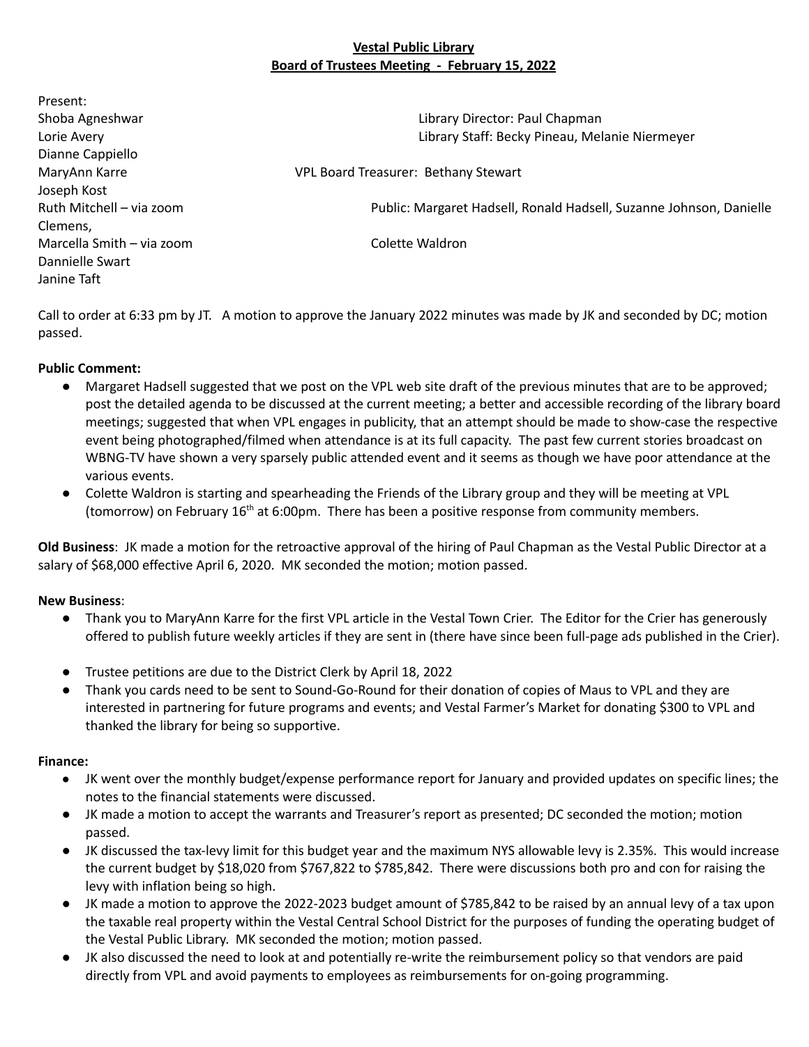**Vestal Public Library**
**Board of Trustees Meeting - February 15, 2022**

Present:

Shoba Agneshwar
Lorie Avery
Dianne Cappiello
MaryAnn Karre
Joseph Kost
Ruth Mitchell – via zoom
Marcella Smith – via zoom
Dannielle Swart
Janine Taft

Library Director: Paul Chapman
Library Staff: Becky Pineau, Melanie Niermeyer

VPL Board Treasurer: Bethany Stewart

Public: Margaret Hadsell, Ronald Hadsell, Suzanne Johnson, Danielle Clemens, Colette Waldron

Call to order at 6:33 pm by JT. A motion to approve the January 2022 minutes was made by JK and seconded by DC; motion passed.

**Public Comment:**

- Margaret Hadsell suggested that we post on the VPL web site draft of the previous minutes that are to be approved; post the detailed agenda to be discussed at the current meeting; a better and accessible recording of the library board meetings; suggested that when VPL engages in publicity, that an attempt should be made to show-case the respective event being photographed/filmed when attendance is at its full capacity. The past few current stories broadcast on WBNG-TV have shown a very sparsely public attended event and it seems as though we have poor attendance at the various events.
- Colette Waldron is starting and spearheading the Friends of the Library group and they will be meeting at VPL (tomorrow) on February 16th at 6:00pm. There has been a positive response from community members.

**Old Business**: JK made a motion for the retroactive approval of the hiring of Paul Chapman as the Vestal Public Director at a salary of $68,000 effective April 6, 2020. MK seconded the motion; motion passed.

**New Business**:

- Thank you to MaryAnn Karre for the first VPL article in the Vestal Town Crier. The Editor for the Crier has generously offered to publish future weekly articles if they are sent in (there have since been full-page ads published in the Crier).
- Trustee petitions are due to the District Clerk by April 18, 2022
- Thank you cards need to be sent to Sound-Go-Round for their donation of copies of Maus to VPL and they are interested in partnering for future programs and events; and Vestal Farmer's Market for donating $300 to VPL and thanked the library for being so supportive.

**Finance:**

- JK went over the monthly budget/expense performance report for January and provided updates on specific lines; the notes to the financial statements were discussed.
- JK made a motion to accept the warrants and Treasurer's report as presented; DC seconded the motion; motion passed.
- JK discussed the tax-levy limit for this budget year and the maximum NYS allowable levy is 2.35%. This would increase the current budget by $18,020 from $767,822 to $785,842. There were discussions both pro and con for raising the levy with inflation being so high.
- JK made a motion to approve the 2022-2023 budget amount of $785,842 to be raised by an annual levy of a tax upon the taxable real property within the Vestal Central School District for the purposes of funding the operating budget of the Vestal Public Library. MK seconded the motion; motion passed.
- JK also discussed the need to look at and potentially re-write the reimbursement policy so that vendors are paid directly from VPL and avoid payments to employees as reimbursements for on-going programming.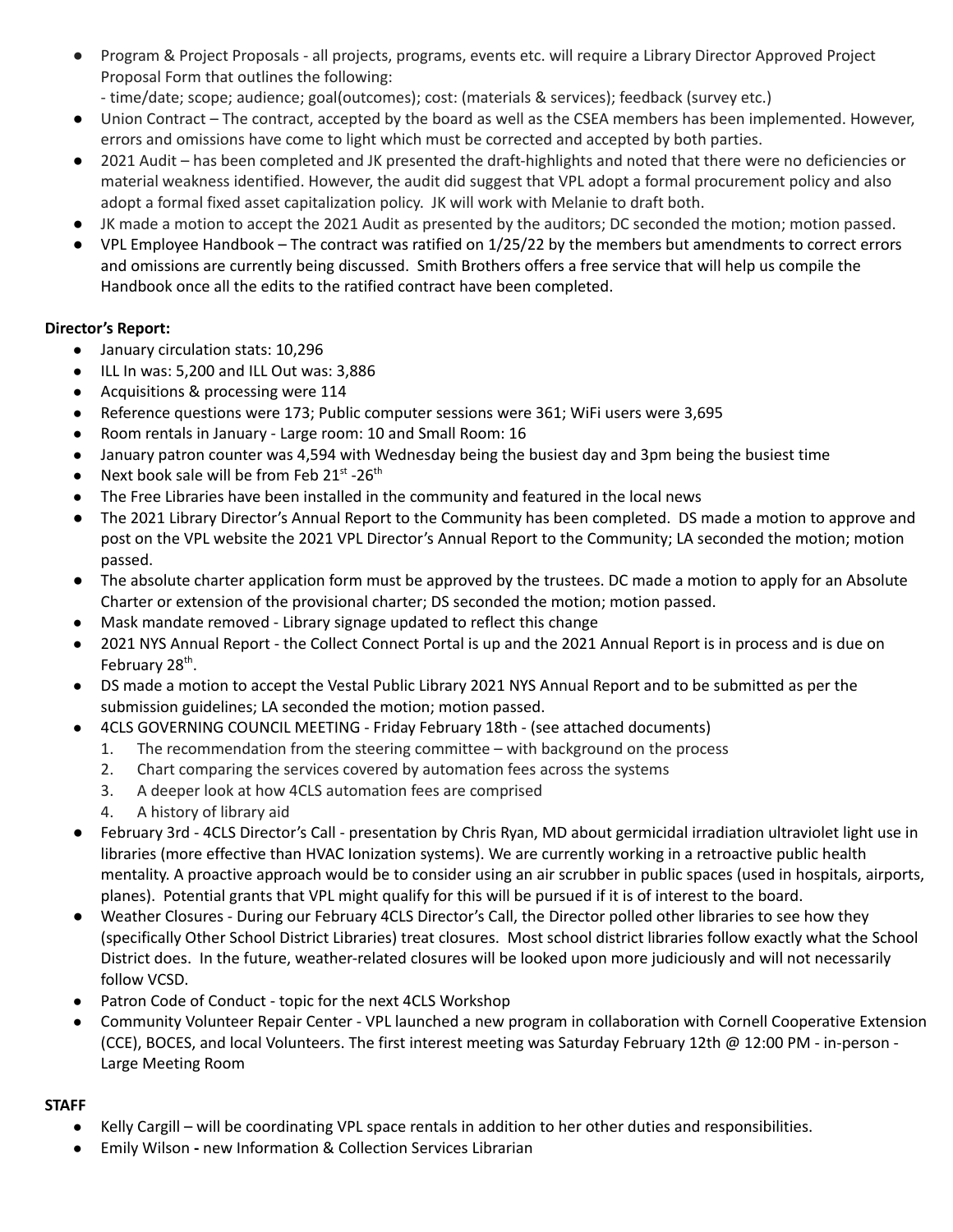- Program & Project Proposals - all projects, programs, events etc. will require a Library Director Approved Project Proposal Form that outlines the following:
  - time/date; scope; audience; goal(outcomes); cost: (materials & services); feedback (survey etc.)
- Union Contract – The contract, accepted by the board as well as the CSEA members has been implemented. However, errors and omissions have come to light which must be corrected and accepted by both parties.
- 2021 Audit – has been completed and JK presented the draft-highlights and noted that there were no deficiencies or material weakness identified. However, the audit did suggest that VPL adopt a formal procurement policy and also adopt a formal fixed asset capitalization policy. JK will work with Melanie to draft both.
- JK made a motion to accept the 2021 Audit as presented by the auditors; DC seconded the motion; motion passed.
- VPL Employee Handbook – The contract was ratified on 1/25/22 by the members but amendments to correct errors and omissions are currently being discussed. Smith Brothers offers a free service that will help us compile the Handbook once all the edits to the ratified contract have been completed.

**Director's Report:**

- January circulation stats: 10,296
- ILL In was: 5,200 and ILL Out was: 3,886
- Acquisitions & processing were 114
- Reference questions were 173; Public computer sessions were 361; WiFi users were 3,695
- Room rentals in January - Large room: 10 and Small Room: 16
- January patron counter was 4,594 with Wednesday being the busiest day and 3pm being the busiest time
- Next book sale will be from Feb 21st -26th
- The Free Libraries have been installed in the community and featured in the local news
- The 2021 Library Director's Annual Report to the Community has been completed. DS made a motion to approve and post on the VPL website the 2021 VPL Director's Annual Report to the Community; LA seconded the motion; motion passed.
- The absolute charter application form must be approved by the trustees. DC made a motion to apply for an Absolute Charter or extension of the provisional charter; DS seconded the motion; motion passed.
- Mask mandate removed - Library signage updated to reflect this change
- 2021 NYS Annual Report - the Collect Connect Portal is up and the 2021 Annual Report is in process and is due on February 28th.
- DS made a motion to accept the Vestal Public Library 2021 NYS Annual Report and to be submitted as per the submission guidelines; LA seconded the motion; motion passed.
- 4CLS GOVERNING COUNCIL MEETING - Friday February 18th - (see attached documents)
  1. The recommendation from the steering committee – with background on the process
  2. Chart comparing the services covered by automation fees across the systems
  3. A deeper look at how 4CLS automation fees are comprised
  4. A history of library aid
- February 3rd - 4CLS Director's Call - presentation by Chris Ryan, MD about germicidal irradiation ultraviolet light use in libraries (more effective than HVAC Ionization systems). We are currently working in a retroactive public health mentality. A proactive approach would be to consider using an air scrubber in public spaces (used in hospitals, airports, planes). Potential grants that VPL might qualify for this will be pursued if it is of interest to the board.
- Weather Closures - During our February 4CLS Director's Call, the Director polled other libraries to see how they (specifically Other School District Libraries) treat closures. Most school district libraries follow exactly what the School District does. In the future, weather-related closures will be looked upon more judiciously and will not necessarily follow VCSD.
- Patron Code of Conduct - topic for the next 4CLS Workshop
- Community Volunteer Repair Center - VPL launched a new program in collaboration with Cornell Cooperative Extension (CCE), BOCES, and local Volunteers. The first interest meeting was Saturday February 12th @ 12:00 PM - in-person - Large Meeting Room

**STAFF**

- Kelly Cargill – will be coordinating VPL space rentals in addition to her other duties and responsibilities.
- Emily Wilson **-** new Information & Collection Services Librarian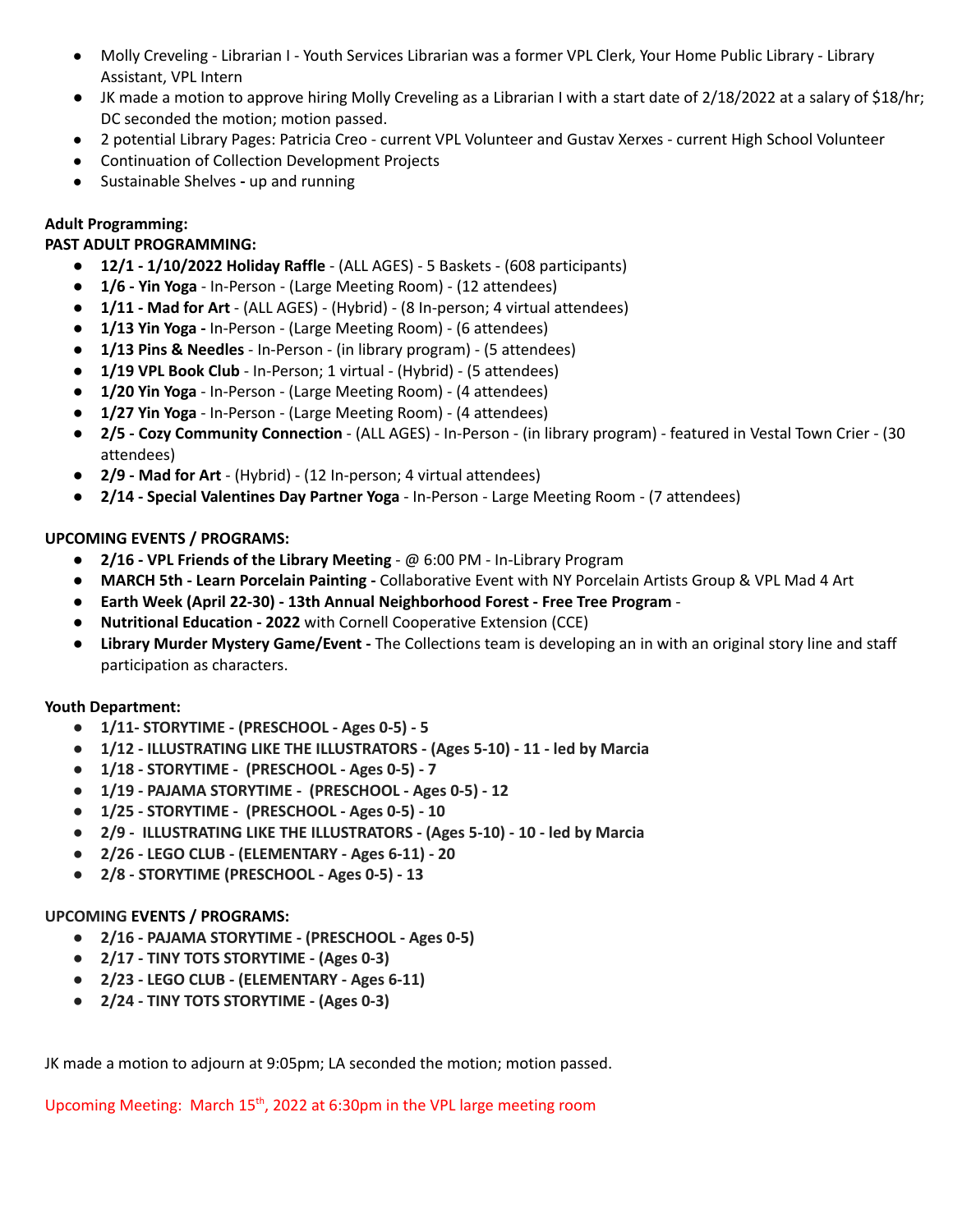- Molly Creveling - Librarian I - Youth Services Librarian was a former VPL Clerk, Your Home Public Library - Library Assistant, VPL Intern
- JK made a motion to approve hiring Molly Creveling as a Librarian I with a start date of 2/18/2022 at a salary of $18/hr; DC seconded the motion; motion passed.
- 2 potential Library Pages: Patricia Creo - current VPL Volunteer and Gustav Xerxes - current High School Volunteer
- Continuation of Collection Development Projects
- Sustainable Shelves **-** up and running

**Adult Programming:**

**PAST ADULT PROGRAMMING:**

- **12/1 - 1/10/2022 Holiday Raffle** - (ALL AGES) - 5 Baskets - (608 participants)
- **1/6 - Yin Yoga** - In-Person - (Large Meeting Room) - (12 attendees)
- **1/11 - Mad for Art** - (ALL AGES) - (Hybrid) - (8 In-person; 4 virtual attendees)
- **1/13 Yin Yoga -** In-Person - (Large Meeting Room) - (6 attendees)
- **1/13 Pins & Needles** - In-Person - (in library program) - (5 attendees)
- **1/19 VPL Book Club** - In-Person; 1 virtual - (Hybrid) - (5 attendees)
- **1/20 Yin Yoga** - In-Person - (Large Meeting Room) - (4 attendees)
- **1/27 Yin Yoga** - In-Person - (Large Meeting Room) - (4 attendees)
- **2/5 - Cozy Community Connection** - (ALL AGES) - In-Person - (in library program) - featured in Vestal Town Crier - (30 attendees)
- **2/9 - Mad for Art** - (Hybrid) - (12 In-person; 4 virtual attendees)
- **2/14 - Special Valentines Day Partner Yoga** - In-Person - Large Meeting Room - (7 attendees)

**UPCOMING EVENTS / PROGRAMS:**

- **2/16 - VPL Friends of the Library Meeting** - @ 6:00 PM - In-Library Program
- **MARCH 5th - Learn Porcelain Painting -** Collaborative Event with NY Porcelain Artists Group & VPL Mad 4 Art
- **Earth Week (April 22-30) - 13th Annual Neighborhood Forest - Free Tree Program** -
- **Nutritional Education - 2022** with Cornell Cooperative Extension (CCE)
- **Library Murder Mystery Game/Event -** The Collections team is developing an in with an original story line and staff participation as characters.

**Youth Department:**

- **1/11- STORYTIME - (PRESCHOOL - Ages 0-5) - 5**
- **1/12 - ILLUSTRATING LIKE THE ILLUSTRATORS - (Ages 5-10) - 11 - led by Marcia**
- **1/18 - STORYTIME - (PRESCHOOL - Ages 0-5) - 7**
- **1/19 - PAJAMA STORYTIME - (PRESCHOOL - Ages 0-5) - 12**
- **1/25 - STORYTIME - (PRESCHOOL - Ages 0-5) - 10**
- **2/9 - ILLUSTRATING LIKE THE ILLUSTRATORS - (Ages 5-10) - 10 - led by Marcia**
- **2/26 - LEGO CLUB - (ELEMENTARY - Ages 6-11) - 20**
- **2/8 - STORYTIME (PRESCHOOL - Ages 0-5) - 13**

**UPCOMING EVENTS / PROGRAMS:**

- **2/16 - PAJAMA STORYTIME - (PRESCHOOL - Ages 0-5)**
- **2/17 - TINY TOTS STORYTIME - (Ages 0-3)**
- **2/23 - LEGO CLUB - (ELEMENTARY - Ages 6-11)**
- **2/24 - TINY TOTS STORYTIME - (Ages 0-3)**

JK made a motion to adjourn at 9:05pm; LA seconded the motion; motion passed.

Upcoming Meeting: March 15th, 2022 at 6:30pm in the VPL large meeting room